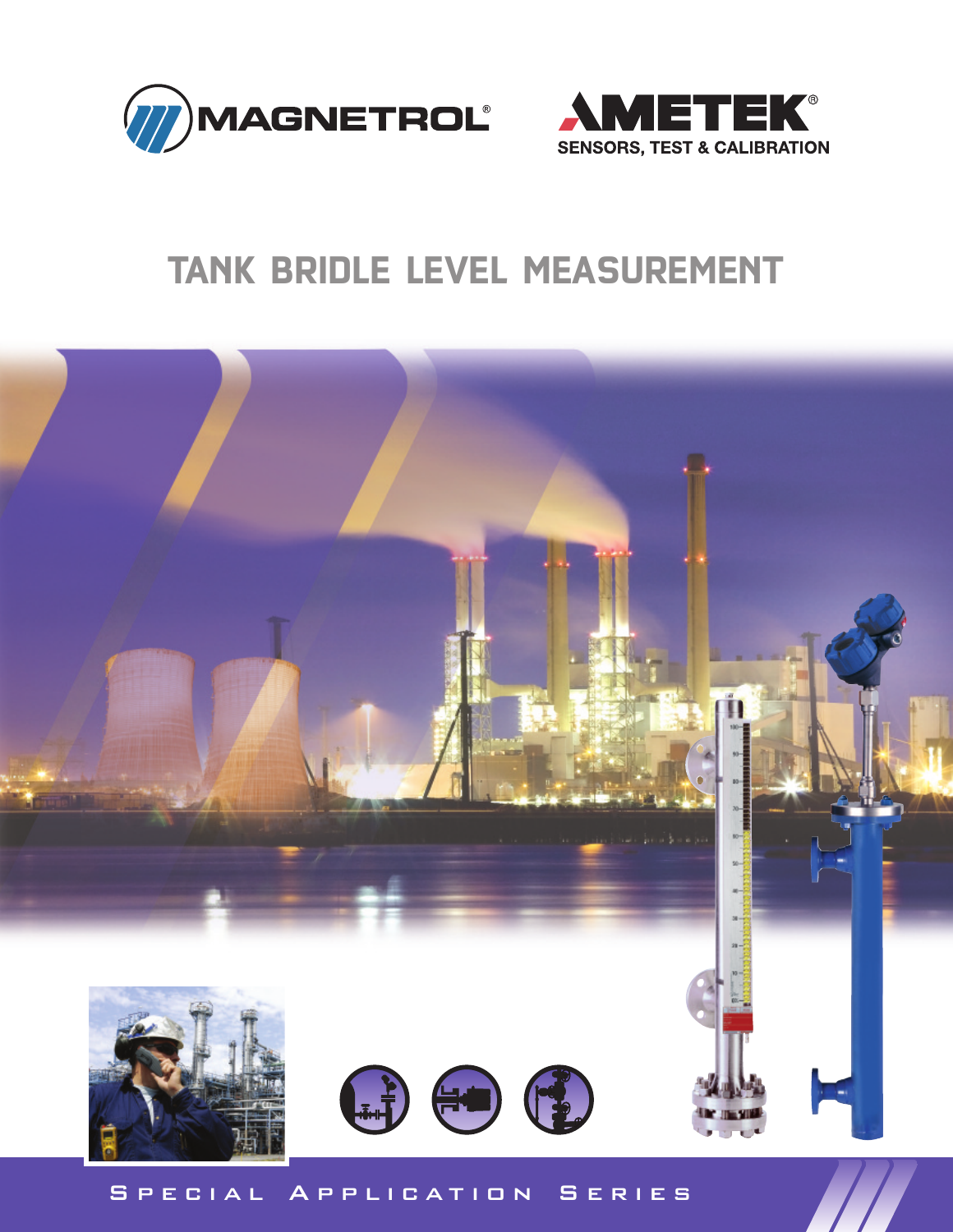MAGNETROL®

AMETEK®
SENSORS, TEST & CALIBRATION

# TANK BRIDLE LEVEL MEASUREMENT

SPECIAL APPLICATION SERIES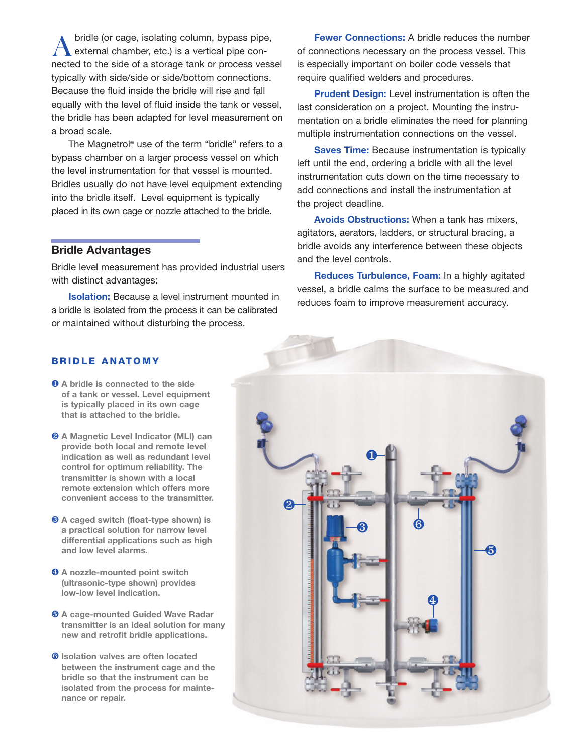A bridle (or cage, isolating column, bypass pipe, external chamber, etc.) is a vertical pipe connected to the side of a storage tank or process vessel typically with side/side or side/bottom connections. Because the fluid inside the bridle will rise and fall equally with the level of fluid inside the tank or vessel, the bridle has been adapted for level measurement on a broad scale.

The Magnetrol® use of the term "bridle" refers to a bypass chamber on a larger process vessel on which the level instrumentation for that vessel is mounted. Bridles usually do not have level equipment extending into the bridle itself. Level equipment is typically placed in its own cage or nozzle attached to the bridle.

## Bridle Advantages

Bridle level measurement has provided industrial users with distinct advantages:

**Isolation:** Because a level instrument mounted in a bridle is isolated from the process it can be calibrated or maintained without disturbing the process.

**Fewer Connections:** A bridle reduces the number of connections necessary on the process vessel. This is especially important on boiler code vessels that require qualified welders and procedures.

**Prudent Design:** Level instrumentation is often the last consideration on a project. Mounting the instrumentation on a bridle eliminates the need for planning multiple instrumentation connections on the vessel.

**Saves Time:** Because instrumentation is typically left until the end, ordering a bridle with all the level instrumentation cuts down on the time necessary to add connections and install the instrumentation at the project deadline.

**Avoids Obstructions:** When a tank has mixers, agitators, aerators, ladders, or structural bracing, a bridle avoids any interference between these objects and the level controls.

**Reduces Turbulence, Foam:** In a highly agitated vessel, a bridle calms the surface to be measured and reduces foam to improve measurement accuracy.

## BRIDLE ANATOMY

**❶ A bridle is connected to the side of a tank or vessel. Level equipment is typically placed in its own cage that is attached to the bridle.**

**❷ A Magnetic Level Indicator (MLI) can provide both local and remote level indication as well as redundant level control for optimum reliability. The transmitter is shown with a local remote extension which offers more convenient access to the transmitter.**

**❸ A caged switch (float-type shown) is a practical solution for narrow level differential applications such as high and low level alarms.**

**❹ A nozzle-mounted point switch (ultrasonic-type shown) provides low-low level indication.**

**❺ A cage-mounted Guided Wave Radar transmitter is an ideal solution for many new and retrofit bridle applications.**

**❻ Isolation valves are often located between the instrument cage and the bridle so that the instrument can be isolated from the process for maintenance or repair.**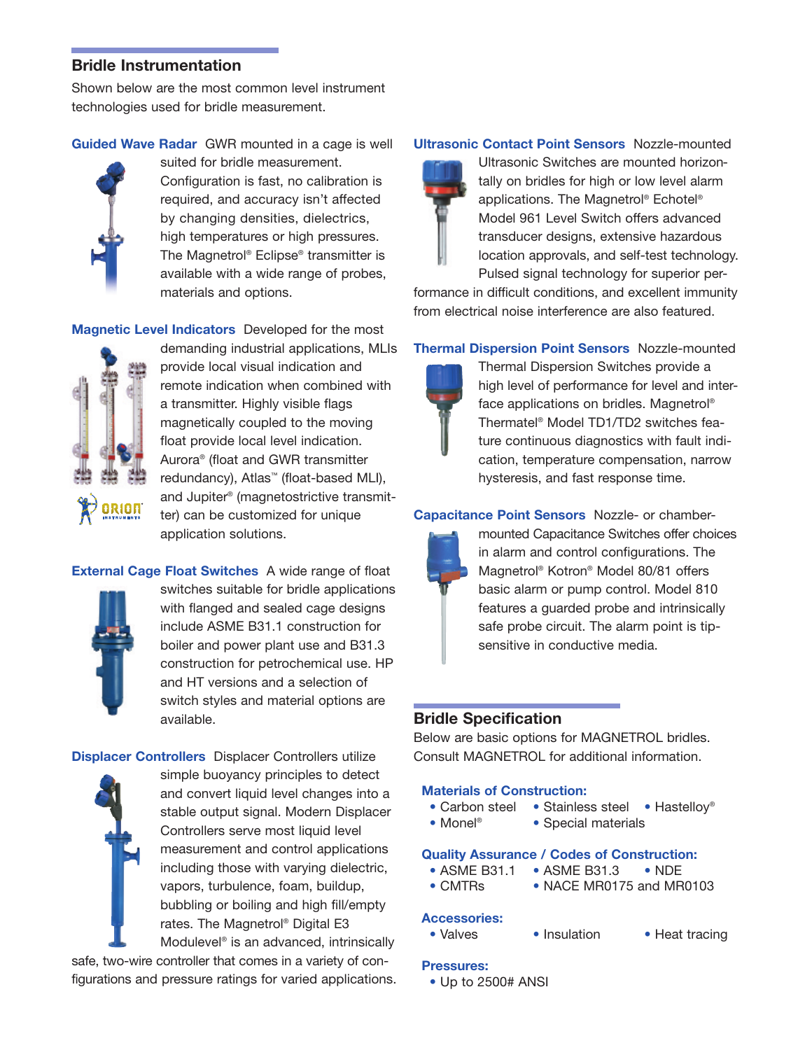## Bridle Instrumentation

Shown below are the most common level instrument technologies used for bridle measurement.

**Guided Wave Radar** GWR mounted in a cage is well suited for bridle measurement. Configuration is fast, no calibration is required, and accuracy isn't affected by changing densities, dielectrics, high temperatures or high pressures. The Magnetrol® Eclipse® transmitter is available with a wide range of probes, materials and options.

**Magnetic Level Indicators** Developed for the most demanding industrial applications, MLIs provide local visual indication and remote indication when combined with a transmitter. Highly visible flags magnetically coupled to the moving float provide local level indication. Aurora® (float and GWR transmitter redundancy), Atlas™ (float-based MLI), and Jupiter® (magnetostrictive transmitter) can be customized for unique application solutions.

**External Cage Float Switches** A wide range of float switches suitable for bridle applications with flanged and sealed cage designs include ASME B31.1 construction for boiler and power plant use and B31.3 construction for petrochemical use. HP and HT versions and a selection of switch styles and material options are available.

**Displacer Controllers** Displacer Controllers utilize simple buoyancy principles to detect and convert liquid level changes into a stable output signal. Modern Displacer Controllers serve most liquid level measurement and control applications including those with varying dielectric, vapors, turbulence, foam, buildup, bubbling or boiling and high fill/empty rates. The Magnetrol® Digital E3 Modulevel® is an advanced, intrinsically safe, two-wire controller that comes in a variety of configurations and pressure ratings for varied applications.

**Ultrasonic Contact Point Sensors** Nozzle-mounted Ultrasonic Switches are mounted horizontally on bridles for high or low level alarm applications. The Magnetrol® Echotel® Model 961 Level Switch offers advanced transducer designs, extensive hazardous location approvals, and self-test technology. Pulsed signal technology for superior performance in difficult conditions, and excellent immunity from electrical noise interference are also featured.

**Thermal Dispersion Point Sensors** Nozzle-mounted Thermal Dispersion Switches provide a high level of performance for level and interface applications on bridles. Magnetrol® Thermatel® Model TD1/TD2 switches feature continuous diagnostics with fault indication, temperature compensation, narrow hysteresis, and fast response time.

**Capacitance Point Sensors** Nozzle- or chamber-mounted Capacitance Switches offer choices in alarm and control configurations. The Magnetrol® Kotron® Model 80/81 offers basic alarm or pump control. Model 810 features a guarded probe and intrinsically safe probe circuit. The alarm point is tip-sensitive in conductive media.

## Bridle Specification

Below are basic options for MAGNETROL bridles. Consult MAGNETROL for additional information.

### Materials of Construction:

- Carbon steel
- Stainless steel
- Hastelloy®
- Monel®
- Special materials

### Quality Assurance / Codes of Construction:

- ASME B31.1
- ASME B31.3
- NDE
- CMTRs
- NACE MR0175 and MR0103

### Accessories:

- Valves
- Insulation
- Heat tracing

### Pressures:

- Up to 2500# ANSI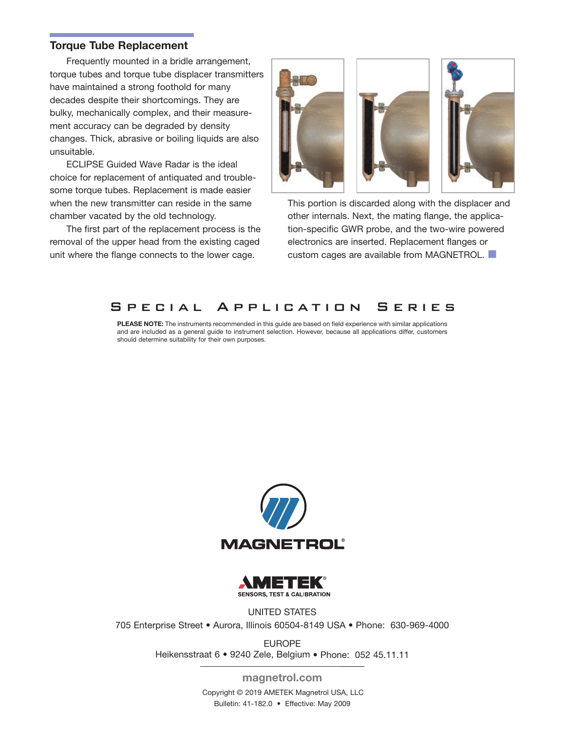## Torque Tube Replacement

Frequently mounted in a bridle arrangement, torque tubes and torque tube displacer transmitters have maintained a strong foothold for many decades despite their shortcomings. They are bulky, mechanically complex, and their measurement accuracy can be degraded by density changes. Thick, abrasive or boiling liquids are also unsuitable.

ECLIPSE Guided Wave Radar is the ideal choice for replacement of antiquated and troublesome torque tubes. Replacement is made easier when the new transmitter can reside in the same chamber vacated by the old technology.

The first part of the replacement process is the removal of the upper head from the existing caged unit where the flange connects to the lower cage. This portion is discarded along with the displacer and other internals. Next, the mating flange, the application-specific GWR probe, and the two-wire powered electronics are inserted. Replacement flanges or custom cages are available from MAGNETROL.

SPECIAL APPLICATION SERIES

**PLEASE NOTE:** The instruments recommended in this guide are based on field experience with similar applications and are included as a general guide to instrument selection. However, because all applications differ, customers should determine suitability for their own purposes.

MAGNETROL®

AMETEK® SENSORS, TEST & CALIBRATION

UNITED STATES
705 Enterprise Street • Aurora, Illinois 60504-8149 USA • Phone: 630-969-4000

EUROPE
Heikensstraat 6 • 9240 Zele, Belgium • Phone: 052 45.11.11

magnetrol.com

Copyright © 2019 AMETEK Magnetrol USA, LLC
Bulletin: 41-182.0 • Effective: May 2009